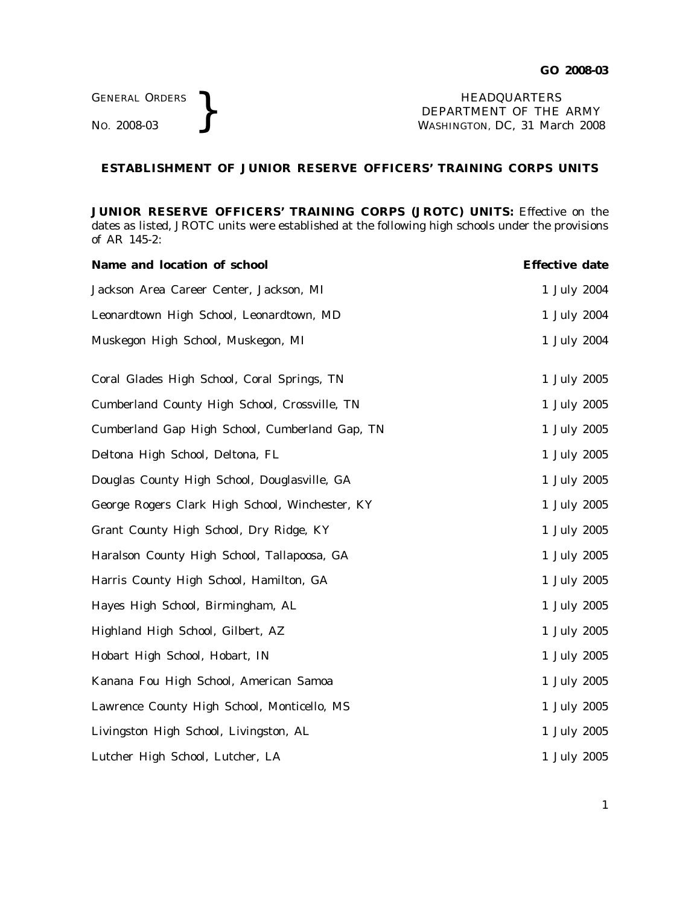GENERAL ORDERS
NO. 2008-03

HEADQUARTERS
DEPARTMENT OF THE ARMY
WASHINGTON, DC, 31 March 2008

## ESTABLISHMENT OF JUNIOR RESERVE OFFICERS' TRAINING CORPS UNITS

**JUNIOR RESERVE OFFICERS' TRAINING CORPS (JROTC) UNITS:** Effective on the dates as listed, JROTC units were established at the following high schools under the provisions of AR 145-2:

| Name and location of school | Effective date |
|---|---|
| Jackson Area Career Center, Jackson, MI | 1 July 2004 |
| Leonardtown High School, Leonardtown, MD | 1 July 2004 |
| Muskegon High School, Muskegon, MI | 1 July 2004 |
| Coral Glades High School, Coral Springs, TN | 1 July 2005 |
| Cumberland County High School, Crossville, TN | 1 July 2005 |
| Cumberland Gap High School, Cumberland Gap, TN | 1 July 2005 |
| Deltona High School, Deltona, FL | 1 July 2005 |
| Douglas County High School, Douglasville, GA | 1 July 2005 |
| George Rogers Clark High School, Winchester, KY | 1 July 2005 |
| Grant County High School, Dry Ridge, KY | 1 July 2005 |
| Haralson County High School, Tallapoosa, GA | 1 July 2005 |
| Harris County High School, Hamilton, GA | 1 July 2005 |
| Hayes High School, Birmingham, AL | 1 July 2005 |
| Highland High School, Gilbert, AZ | 1 July 2005 |
| Hobart High School, Hobart, IN | 1 July 2005 |
| Kanana Fou High School, American Samoa | 1 July 2005 |
| Lawrence County High School, Monticello, MS | 1 July 2005 |
| Livingston High School, Livingston, AL | 1 July 2005 |
| Lutcher High School, Lutcher, LA | 1 July 2005 |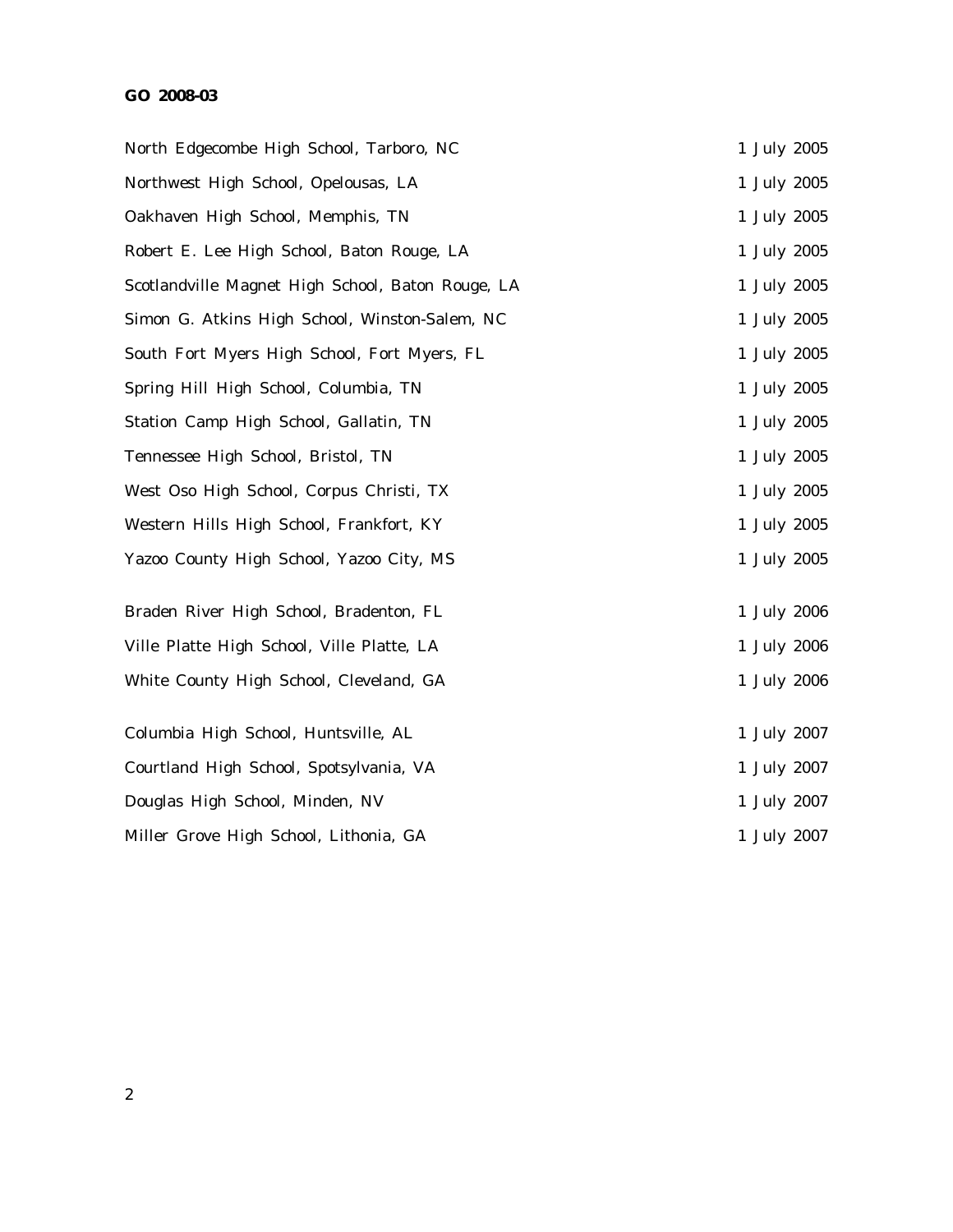| | |
|---|---|
| North Edgecombe High School, Tarboro, NC | 1 July 2005 |
| Northwest High School, Opelousas, LA | 1 July 2005 |
| Oakhaven High School, Memphis, TN | 1 July 2005 |
| Robert E. Lee High School, Baton Rouge, LA | 1 July 2005 |
| Scotlandville Magnet High School, Baton Rouge, LA | 1 July 2005 |
| Simon G. Atkins High School, Winston-Salem, NC | 1 July 2005 |
| South Fort Myers High School, Fort Myers, FL | 1 July 2005 |
| Spring Hill High School, Columbia, TN | 1 July 2005 |
| Station Camp High School, Gallatin, TN | 1 July 2005 |
| Tennessee High School, Bristol, TN | 1 July 2005 |
| West Oso High School, Corpus Christi, TX | 1 July 2005 |
| Western Hills High School, Frankfort, KY | 1 July 2005 |
| Yazoo County High School, Yazoo City, MS | 1 July 2005 |
| Braden River High School, Bradenton, FL | 1 July 2006 |
| Ville Platte High School, Ville Platte, LA | 1 July 2006 |
| White County High School, Cleveland, GA | 1 July 2006 |
| Columbia High School, Huntsville, AL | 1 July 2007 |
| Courtland High School, Spotsylvania, VA | 1 July 2007 |
| Douglas High School, Minden, NV | 1 July 2007 |
| Miller Grove High School, Lithonia, GA | 1 July 2007 |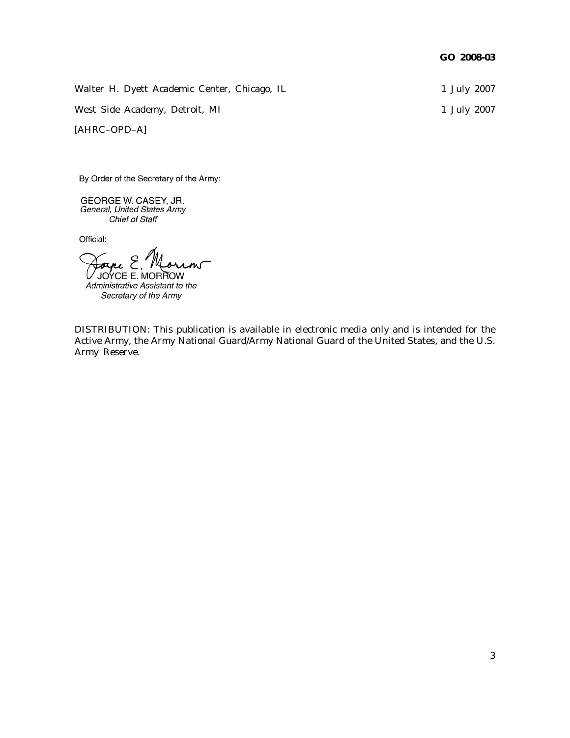| | |
|---|---|
| Walter H. Dyett Academic Center, Chicago, IL | 1 July 2007 |
| West Side Academy, Detroit, MI | 1 July 2007 |

[AHRC–OPD–A]

By Order of the Secretary of the Army:

GEORGE W. CASEY, JR.
*General, United States Army*
*Chief of Staff*

Official:

JOYCE E. MORROW
*Administrative Assistant to the*
*Secretary of the Army*

DISTRIBUTION: This publication is available in electronic media only and is intended for the Active Army, the Army National Guard/Army National Guard of the United States, and the U.S. Army Reserve.